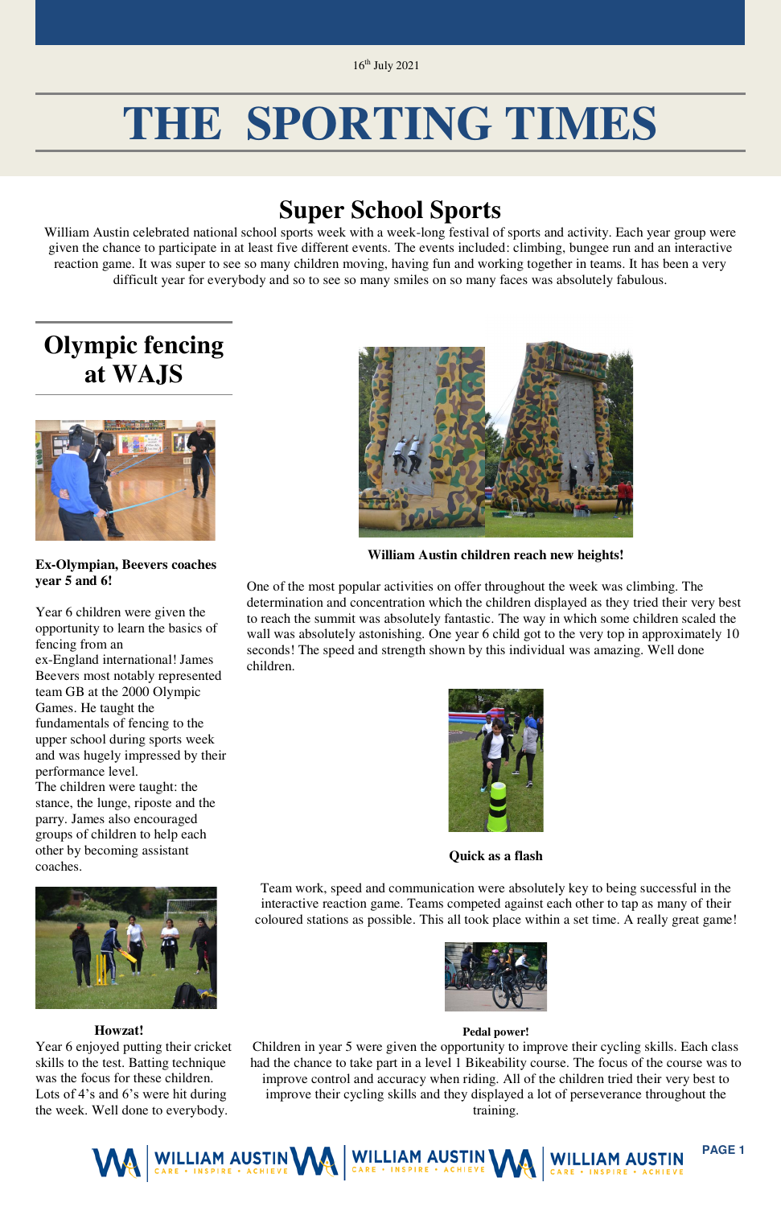16th July 2021

# THE SPORTING TIMES

## Super School Sports

William Austin celebrated national school sports week with a week-long festival of sports and activity. Each year group were given the chance to participate in at least five different events. The events included: climbing, bungee run and an interactive reaction game. It was super to see so many children moving, having fun and working together in teams. It has been a very difficult year for everybody and so to see so many smiles on so many faces was absolutely fabulous.

## Olympic fencing at WAJS

**Ex-Olympian, Beevers coaches year 5 and 6!**

Year 6 children were given the opportunity to learn the basics of fencing from an ex-England international! James Beevers most notably represented team GB at the 2000 Olympic Games. He taught the fundamentals of fencing to the upper school during sports week and was hugely impressed by their performance level.
The children were taught: the stance, the lunge, riposte and the parry. James also encouraged groups of children to help each other by becoming assistant coaches.

**Howzat!**

Year 6 enjoyed putting their cricket skills to the test. Batting technique was the focus for these children. Lots of 4's and 6's were hit during the week. Well done to everybody.

**William Austin children reach new heights!**

One of the most popular activities on offer throughout the week was climbing. The determination and concentration which the children displayed as they tried their very best to reach the summit was absolutely fantastic. The way in which some children scaled the wall was absolutely astonishing. One year 6 child got to the very top in approximately 10 seconds! The speed and strength shown by this individual was amazing. Well done children.

**Quick as a flash**

Team work, speed and communication were absolutely key to being successful in the interactive reaction game. Teams competed against each other to tap as many of their coloured stations as possible. This all took place within a set time. A really great game!

**Pedal power!**

Children in year 5 were given the opportunity to improve their cycling skills. Each class had the chance to take part in a level 1 Bikeability course. The focus of the course was to improve control and accuracy when riding. All of the children tried their very best to improve their cycling skills and they displayed a lot of perseverance throughout the training.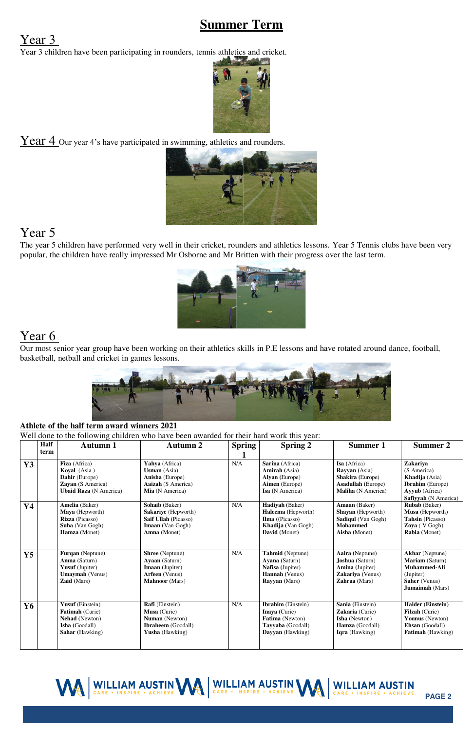# Summer Term

## Year 3

Year 3 children have been participating in rounders, tennis athletics and cricket.

## Year 4

Our year 4's have participated in swimming, athletics and rounders.

## Year 5

The year 5 children have performed very well in their cricket, rounders and athletics lessons. Year 5 Tennis clubs have been very popular, the children have really impressed Mr Osborne and Mr Britten with their progress over the last term.

## Year 6

Our most senior year group have been working on their athletics skills in P.E lessons and have rotated around dance, football, basketball, netball and cricket in games lessons.

### Athlete of the half term award winners 2021

Well done to the following children who have been awarded for their hard work this year:

| | Half term | Autumn 1 | Autumn 2 | Spring 1 | Spring 2 | Summer 1 | Summer 2 |
|---|---|---|---|---|---|---|---|
| **Y3** | | **Fiza** (Africa)<br>**Koyal** (Asia)<br>**Dahir** (Europe)<br>**Zayan** (S America)<br>**Ubaid Raza** (N America) | **Yahya** (Africa)<br>**Usman** (Asia)<br>**Anisha** (Europe)<br>**Aaizah** (S America)<br>**Mia** (N America) | N/A | **Sarina** (Africa)<br>**Amirah** (Asia)<br>**Alyan** (Europe)<br>**Aimen** (Europe)<br>**Isa** (N America) | **Isa** (Africa)<br>**Rayyan** (Asia)<br>**Shakira** (Europe)<br>**Asadullah** (Europe)<br>**Maliha** (N America) | **Zakariya** (S America)<br>**Khadija** (Asia)<br>**Ibrahim** (Europe)<br>**Ayyub** (Africa)<br>**Safiyyah** (N America) |
| **Y4** | | **Amelia** (Baker)<br>**Maya** (Hepworth)<br>**Rizza** (Picasso)<br>**Suha** (Van Gogh)<br>**Hamza** (Monet) | **Sohaib** (Baker)<br>**Sakariye** (Hepworth)<br>**Saif Ullah** (Picasso)<br>**Imaan** (Van Gogh)<br>**Amna** (Monet) | N/A | **Hadiyah** (Baker)<br>**Haleema** (Hepworth)<br>**Ilma** ((Picasso)<br>**Khadija** (Van Gogh)<br>**David** (Monet) | **Amaan** (Baker)<br>**Shayan** (Hepworth)<br>**Sadiqul** (Van Gogh)<br>**Mohammed**<br>**Aisha** (Monet) | **Rubab** (Baker)<br>**Musa** (Hepworth)<br>**Tahsin** (Picasso)<br>**Zoya** ( V Gogh)<br>**Rabia** (Monet) |
| **Y5** | | **Furqan** (Neptune)<br>**Amna** (Saturn)<br>**Yusuf** (Jupiter)<br>**Umaymah** (Venus)<br>**Zaid** (Mars) | **Shree** (Neptune)<br>**Ayaan** (Saturn)<br>**Imaan** (Jupiter)<br>**Arfeen** (Venus)<br>**Mahnoor** (Mars) | N/A | **Tahmid** (Neptune)<br>**Ayana** (Saturn)<br>**Nafisa** (Jupiter)<br>**Hannah** (Venus)<br>**Rayyan** (Mars) | **Aaira** (Neptune)<br>**Joshua** (Saturn)<br>**Amina** (Jupiter)<br>**Zakariya** (Venus)<br>**Zahraa** (Mars) | **Akbar** (Neptune)<br>**Mariam** (Saturn)<br>**Muhammed-Ali** (Jupiter)<br>**Saher** (Venus)<br>**Jumaimah** (Mars) |
| **Y6** | | **Yusuf** (Einstein)<br>**Fatimah** (Curie)<br>**Nehad** (Newton)<br>**Isha** (Goodall)<br>**Sahar** (Hawking) | **Rafi** (Einstein)<br>**Musa** (Curie)<br>**Numan** (Newton)<br>**Ibraheem** (Goodall)<br>**Yusha** (Hawking) | N/A | **Ibrahim** (Einstein)<br>**Inaya** (Curie)<br>**Fatima** (Newton)<br>**Tayyaba** (Goodall)<br>**Dayyan** (Hawking) | **Sania** (Einstein)<br>**Zakaria** (Curie)<br>**Isha** (Newton)<br>**Hamza** (Goodall)<br>**Iqra** (Hawking) | **Haider (Einstein)**<br>**Filzah** (Curie)<br>**Younus** (Newton)<br>**Ehsan** (Goodall)<br>**Fatimah** (Hawking) |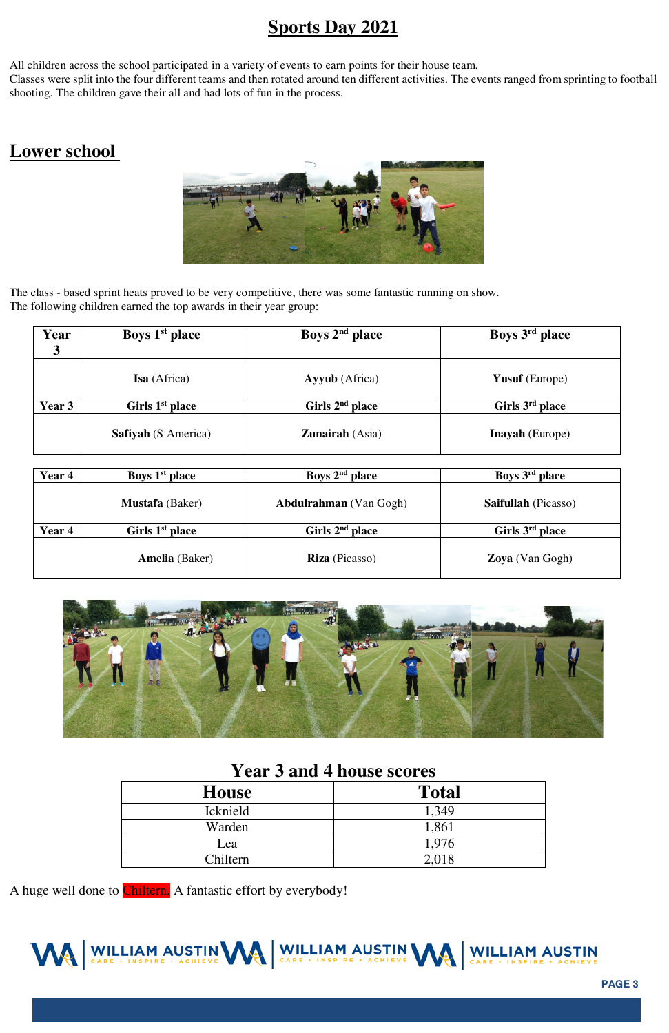# Sports Day 2021

All children across the school participated in a variety of events to earn points for their house team.
Classes were split into the four different teams and then rotated around ten different activities. The events ranged from sprinting to football shooting. The children gave their all and had lots of fun in the process.

## Lower school

The class - based sprint heats proved to be very competitive, there was some fantastic running on show.
The following children earned the top awards in their year group:

| Year 3 | Boys 1st place | Boys 2nd place | Boys 3rd place |
|---|---|---|---|
| | **Isa** (Africa) | **Ayyub** (Africa) | **Yusuf** (Europe) |
| **Year 3** | **Girls 1st place** | **Girls 2nd place** | **Girls 3rd place** |
| | **Safiyah** (S America) | **Zunairah** (Asia) | **Inayah** (Europe) |

| Year 4 | Boys 1st place | Boys 2nd place | Boys 3rd place |
|---|---|---|---|
| | **Mustafa** (Baker) | **Abdulrahman** (Van Gogh) | **Saifullah** (Picasso) |
| **Year 4** | **Girls 1st place** | **Girls 2nd place** | **Girls 3rd place** |
| | **Amelia** (Baker) | **Riza** (Picasso) | **Zoya** (Van Gogh) |

### Year 3 and 4 house scores

| House | Total |
|---|---|
| Icknield | 1,349 |
| Warden | 1,861 |
| Lea | 1,976 |
| Chiltern | 2,018 |

A huge well done to Chiltern. A fantastic effort by everybody!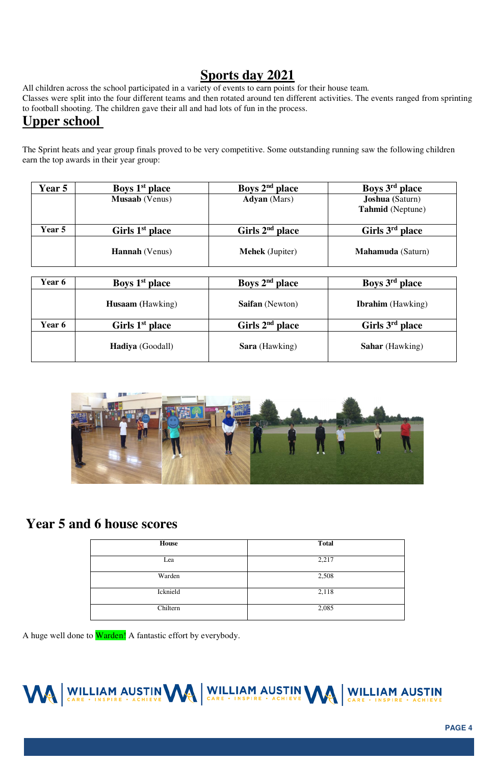# Sports day 2021

All children across the school participated in a variety of events to earn points for their house team.
Classes were split into the four different teams and then rotated around ten different activities. The events ranged from sprinting to football shooting. The children gave their all and had lots of fun in the process.

## Upper school

The Sprint heats and year group finals proved to be very competitive. Some outstanding running saw the following children earn the top awards in their year group:

| Year 5 | Boys 1st place | Boys 2nd place | Boys 3rd place |
|---|---|---|---|
| | **Musaab** (Venus) | **Adyan** (Mars) | **Joshua** (Saturn)<br>**Tahmid** (Neptune) |
| **Year 5** | **Girls 1st place** | **Girls 2nd place** | **Girls 3rd place** |
| | **Hannah** (Venus) | **Mehek** (Jupiter) | **Mahamuda** (Saturn) |

| Year 6 | Boys 1st place | Boys 2nd place | Boys 3rd place |
|---|---|---|---|
| | **Husaam** (Hawking) | **Saifan** (Newton) | **Ibrahim** (Hawking) |
| **Year 6** | **Girls 1st place** | **Girls 2nd place** | **Girls 3rd place** |
| | **Hadiya** (Goodall) | **Sara** (Hawking) | **Sahar** (Hawking) |

## Year 5 and 6 house scores

| House | Total |
|---|---|
| Lea | 2,217 |
| Warden | 2,508 |
| Icknield | 2,118 |
| Chiltern | 2,085 |

A huge well done to Warden! A fantastic effort by everybody.

WILLIAM AUSTIN CARE • INSPIRE • ACHIEVE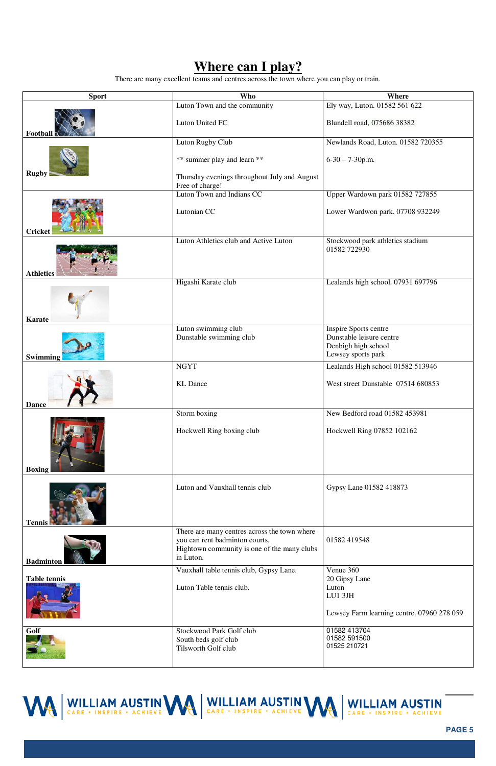# Where can I play?

There are many excellent teams and centres across the town where you can play or train.

| Sport | Who | Where |
|---|---|---|
| Football | Luton Town and the community<br><br>Luton United FC | Ely way, Luton. 01582 561 622<br><br>Blundell road, 075686 38382 |
| Rugby | Luton Rugby Club<br><br>** summer play and learn **<br><br>Thursday evenings throughout July and August<br>Free of charge! | Newlands Road, Luton. 01582 720355<br><br>6-30 – 7-30p.m. |
| Cricket | Luton Town and Indians CC<br><br>Lutonian CC | Upper Wardown park 01582 727855<br><br>Lower Wardwon park. 07708 932249 |
| Athletics | Luton Athletics club and Active Luton | Stockwood park athletics stadium<br>01582 722930 |
| Karate | Higashi Karate club | Lealands high school. 07931 697796 |
| Swimming | Luton swimming club<br>Dunstable swimming club | Inspire Sports centre<br>Dunstable leisure centre<br>Denbigh high school<br>Lewsey sports park |
| Dance | NGYT<br><br>KL Dance | Lealands High school 01582 513946<br><br>West street Dunstable 07514 680853 |
| Boxing | Storm boxing<br><br>Hockwell Ring boxing club | New Bedford road 01582 453981<br><br>Hockwell Ring 07852 102162 |
| Tennis | Luton and Vauxhall tennis club | Gypsy Lane 01582 418873 |
| Badminton | There are many centres across the town where you can rent badminton courts.<br>Hightown community is one of the many clubs in Luton. | 01582 419548 |
| Table tennis | Vauxhall table tennis club, Gypsy Lane.<br><br>Luton Table tennis club. | Venue 360<br>20 Gipsy Lane<br>Luton<br>LU1 3JH<br><br>Lewsey Farm learning centre. 07960 278 059 |
| Golf | Stockwood Park Golf club<br>South beds golf club<br>Tilsworth Golf club | 01582 413704<br>01582 591500<br>01525 210721 |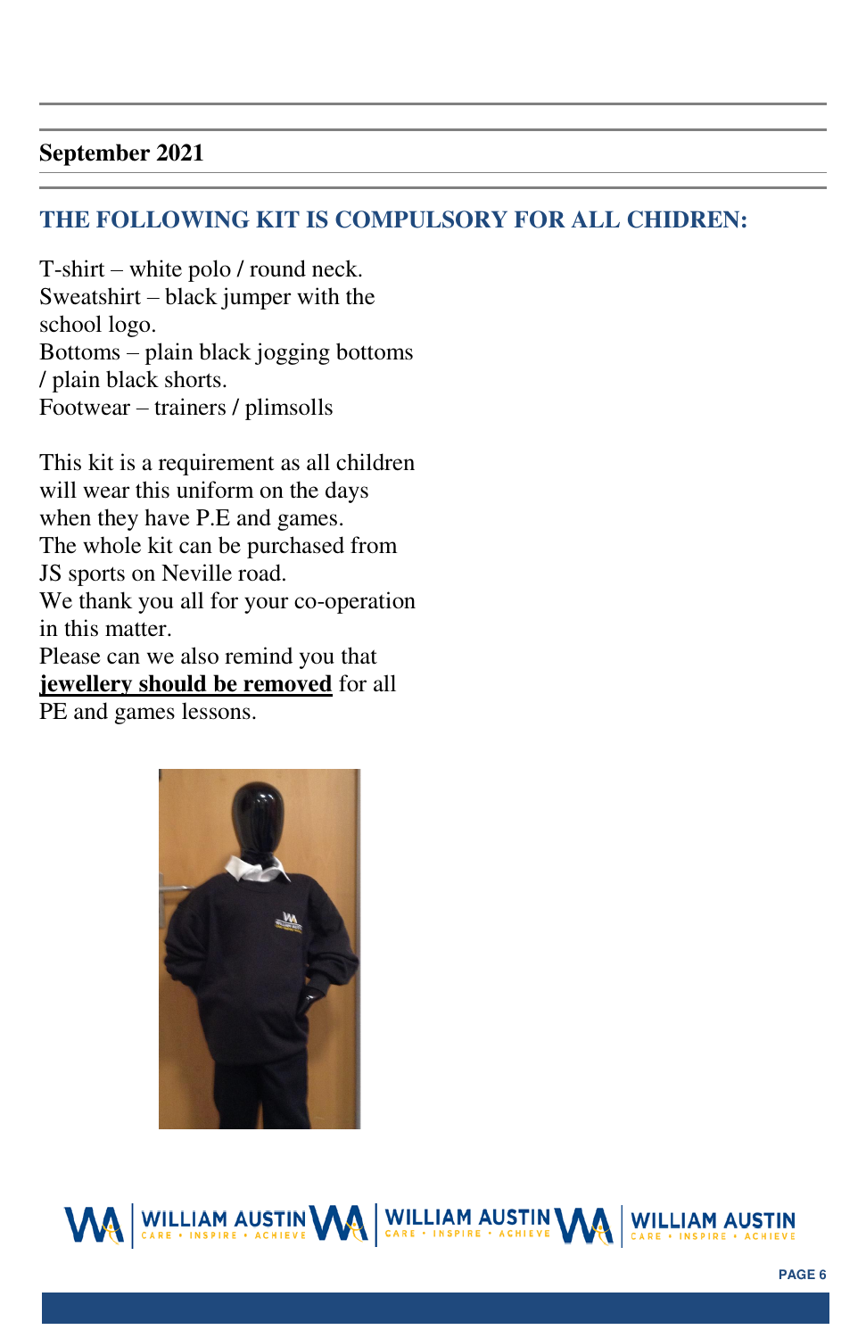**September 2021**

## THE FOLLOWING KIT IS COMPULSORY FOR ALL CHIDREN:

T-shirt – white polo / round neck.
Sweatshirt – black jumper with the school logo.
Bottoms – plain black jogging bottoms / plain black shorts.
Footwear – trainers / plimsolls

This kit is a requirement as all children will wear this uniform on the days when they have P.E and games.
The whole kit can be purchased from JS sports on Neville road.
We thank you all for your co-operation in this matter.
Please can we also remind you that **jewellery should be removed** for all PE and games lessons.